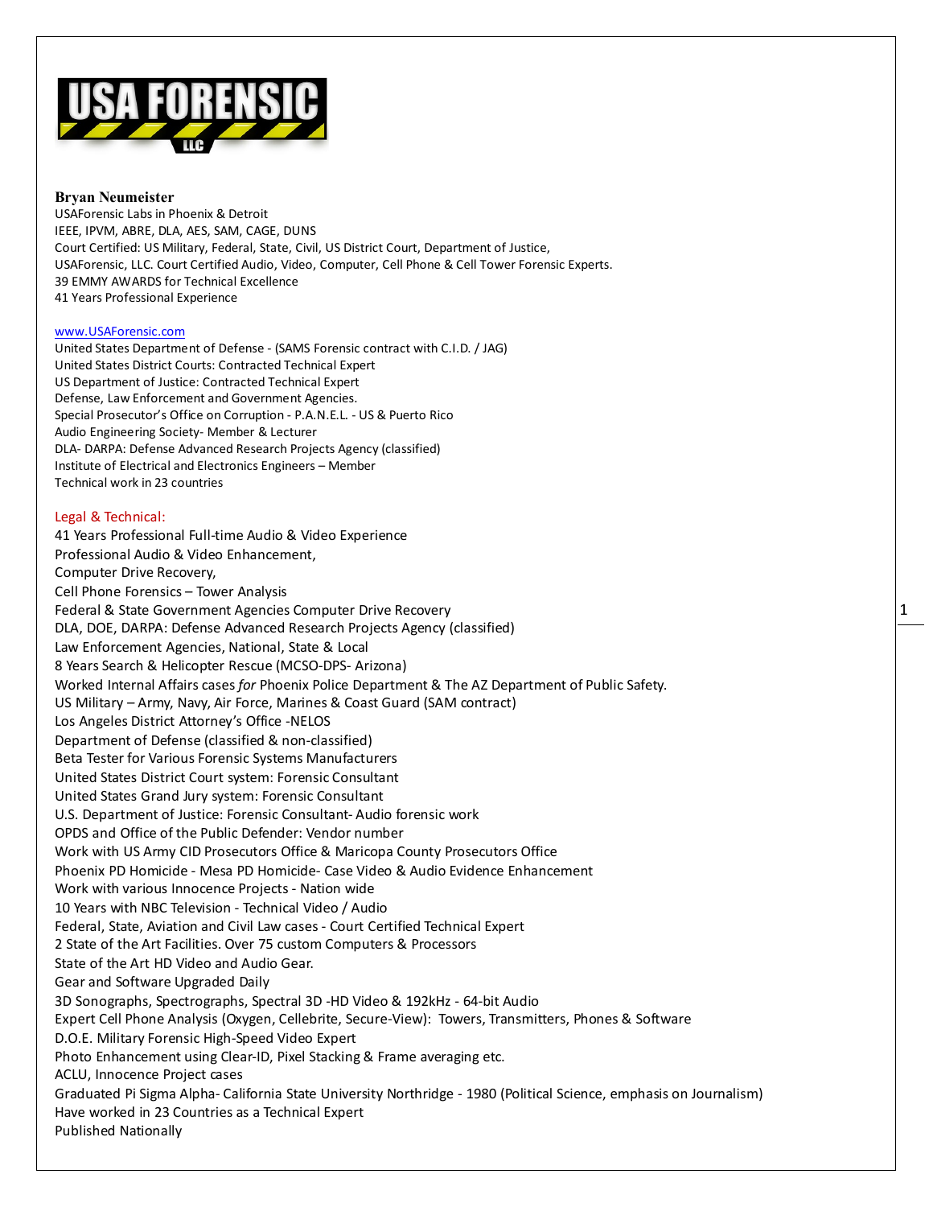**Bryan Neumeister**
USAForensic Labs in Phoenix & Detroit
IEEE, IPVM, ABRE, DLA, AES, SAM, CAGE, DUNS
Court Certified: US Military, Federal, State, Civil, US District Court, Department of Justice,
USAForensic, LLC. Court Certified Audio, Video, Computer, Cell Phone & Cell Tower Forensic Experts.
39 EMMY AWARDS for Technical Excellence
41 Years Professional Experience

www.USAForensic.com
United States Department of Defense - (SAMS Forensic contract with C.I.D. / JAG)
United States District Courts: Contracted Technical Expert
US Department of Justice: Contracted Technical Expert
Defense, Law Enforcement and Government Agencies.
Special Prosecutor's Office on Corruption - P.A.N.E.L. - US & Puerto Rico
Audio Engineering Society- Member & Lecturer
DLA- DARPA: Defense Advanced Research Projects Agency (classified)
Institute of Electrical and Electronics Engineers – Member
Technical work in 23 countries

## Legal & Technical:

41 Years Professional Full-time Audio & Video Experience
Professional Audio & Video Enhancement,
Computer Drive Recovery,
Cell Phone Forensics – Tower Analysis
Federal & State Government Agencies Computer Drive Recovery
DLA, DOE, DARPA: Defense Advanced Research Projects Agency (classified)
Law Enforcement Agencies, National, State & Local
8 Years Search & Helicopter Rescue (MCSO-DPS- Arizona)
Worked Internal Affairs cases *for* Phoenix Police Department & The AZ Department of Public Safety.
US Military – Army, Navy, Air Force, Marines & Coast Guard (SAM contract)
Los Angeles District Attorney's Office -NELOS
Department of Defense (classified & non-classified)
Beta Tester for Various Forensic Systems Manufacturers
United States District Court system: Forensic Consultant
United States Grand Jury system: Forensic Consultant
U.S. Department of Justice: Forensic Consultant- Audio forensic work
OPDS and Office of the Public Defender: Vendor number
Work with US Army CID Prosecutors Office & Maricopa County Prosecutors Office
Phoenix PD Homicide - Mesa PD Homicide- Case Video & Audio Evidence Enhancement
Work with various Innocence Projects - Nation wide
10 Years with NBC Television - Technical Video / Audio
Federal, State, Aviation and Civil Law cases - Court Certified Technical Expert
2 State of the Art Facilities. Over 75 custom Computers & Processors
State of the Art HD Video and Audio Gear.
Gear and Software Upgraded Daily
3D Sonographs, Spectrographs, Spectral 3D -HD Video & 192kHz - 64-bit Audio
Expert Cell Phone Analysis (Oxygen, Cellebrite, Secure-View): Towers, Transmitters, Phones & Software
D.O.E. Military Forensic High-Speed Video Expert
Photo Enhancement using Clear-ID, Pixel Stacking & Frame averaging etc.
ACLU, Innocence Project cases
Graduated Pi Sigma Alpha- California State University Northridge - 1980 (Political Science, emphasis on Journalism)
Have worked in 23 Countries as a Technical Expert
Published Nationally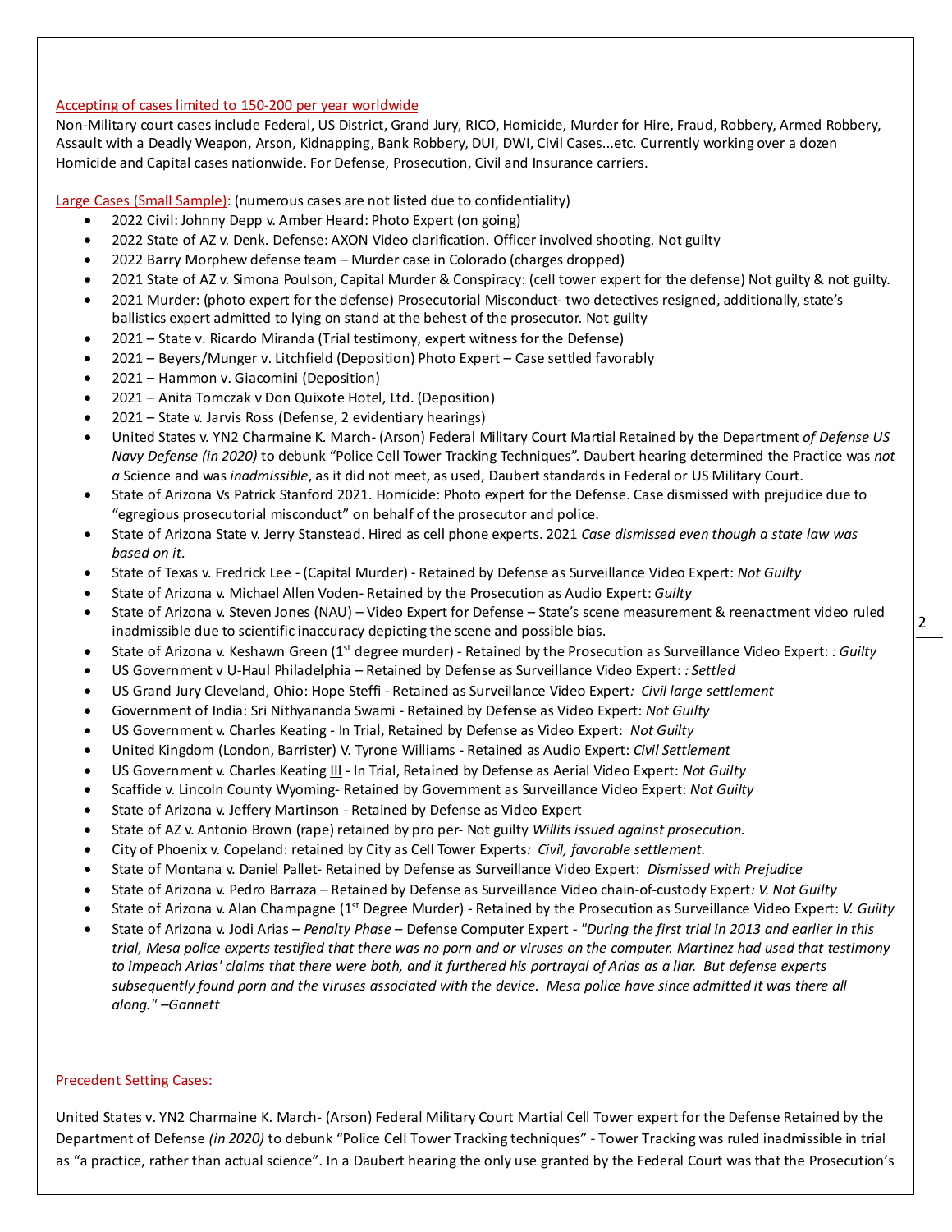Accepting of cases limited to 150-200 per year worldwide

Non-Military court cases include Federal, US District, Grand Jury, RICO, Homicide, Murder for Hire, Fraud, Robbery, Armed Robbery, Assault with a Deadly Weapon, Arson, Kidnapping, Bank Robbery, DUI, DWI, Civil Cases...etc. Currently working over a dozen Homicide and Capital cases nationwide. For Defense, Prosecution, Civil and Insurance carriers.

Large Cases (Small Sample): (numerous cases are not listed due to confidentiality)

- 2022 Civil: Johnny Depp v. Amber Heard: Photo Expert (on going)
- 2022 State of AZ v. Denk. Defense: AXON Video clarification. Officer involved shooting. Not guilty
- 2022 Barry Morphew defense team – Murder case in Colorado (charges dropped)
- 2021 State of AZ v. Simona Poulson, Capital Murder & Conspiracy: (cell tower expert for the defense) Not guilty & not guilty.
- 2021 Murder: (photo expert for the defense) Prosecutorial Misconduct- two detectives resigned, additionally, state's ballistics expert admitted to lying on stand at the behest of the prosecutor. Not guilty
- 2021 – State v. Ricardo Miranda (Trial testimony, expert witness for the Defense)
- 2021 – Beyers/Munger v. Litchfield (Deposition) Photo Expert – Case settled favorably
- 2021 – Hammon v. Giacomini (Deposition)
- 2021 – Anita Tomczak v Don Quixote Hotel, Ltd. (Deposition)
- 2021 – State v. Jarvis Ross (Defense, 2 evidentiary hearings)
- United States v. YN2 Charmaine K. March- (Arson) Federal Military Court Martial Retained by the Department *of Defense US Navy Defense (in 2020)* to debunk "Police Cell Tower Tracking Techniques". Daubert hearing determined the Practice was *not a* Science and was *inadmissible*, as it did not meet, as used, Daubert standards in Federal or US Military Court.
- State of Arizona Vs Patrick Stanford 2021. Homicide: Photo expert for the Defense. Case dismissed with prejudice due to "egregious prosecutorial misconduct" on behalf of the prosecutor and police.
- State of Arizona State v. Jerry Stanstead. Hired as cell phone experts. 2021 *Case dismissed even though a state law was based on it.*
- State of Texas v. Fredrick Lee - (Capital Murder) - Retained by Defense as Surveillance Video Expert: *Not Guilty*
- State of Arizona v. Michael Allen Voden- Retained by the Prosecution as Audio Expert: *Guilty*
- State of Arizona v. Steven Jones (NAU) – Video Expert for Defense – State's scene measurement & reenactment video ruled inadmissible due to scientific inaccuracy depicting the scene and possible bias.
- State of Arizona v. Keshawn Green (1st degree murder) - Retained by the Prosecution as Surveillance Video Expert: *: Guilty*
- US Government v U-Haul Philadelphia – Retained by Defense as Surveillance Video Expert: *: Settled*
- US Grand Jury Cleveland, Ohio: Hope Steffi - Retained as Surveillance Video Expert*: Civil large settlement*
- Government of India: Sri Nithyananda Swami - Retained by Defense as Video Expert: *Not Guilty*
- US Government v. Charles Keating - In Trial, Retained by Defense as Video Expert: *Not Guilty*
- United Kingdom (London, Barrister) V. Tyrone Williams - Retained as Audio Expert: *Civil Settlement*
- US Government v. Charles Keating III - In Trial, Retained by Defense as Aerial Video Expert: *Not Guilty*
- Scaffide v. Lincoln County Wyoming- Retained by Government as Surveillance Video Expert: *Not Guilty*
- State of Arizona v. Jeffery Martinson - Retained by Defense as Video Expert
- State of AZ v. Antonio Brown (rape) retained by pro per- Not guilty *Willits issued against prosecution.*
- City of Phoenix v. Copeland: retained by City as Cell Tower Experts*: Civil, favorable settlement.*
- State of Montana v. Daniel Pallet- Retained by Defense as Surveillance Video Expert: *Dismissed with Prejudice*
- State of Arizona v. Pedro Barraza – Retained by Defense as Surveillance Video chain-of-custody Expert*: V. Not Guilty*
- State of Arizona v. Alan Champagne (1st Degree Murder) - Retained by the Prosecution as Surveillance Video Expert: *V. Guilty*
- State of Arizona v. Jodi Arias – *Penalty Phase* – Defense Computer Expert - *"During the first trial in 2013 and earlier in this trial, Mesa police experts testified that there was no porn and or viruses on the computer. Martinez had used that testimony to impeach Arias' claims that there were both, and it furthered his portrayal of Arias as a liar. But defense experts subsequently found porn and the viruses associated with the device. Mesa police have since admitted it was there all along." –Gannett*

Precedent Setting Cases:

United States v. YN2 Charmaine K. March- (Arson) Federal Military Court Martial Cell Tower expert for the Defense Retained by the Department of Defense *(in 2020)* to debunk "Police Cell Tower Tracking techniques" - Tower Tracking was ruled inadmissible in trial as "a practice, rather than actual science". In a Daubert hearing the only use granted by the Federal Court was that the Prosecution's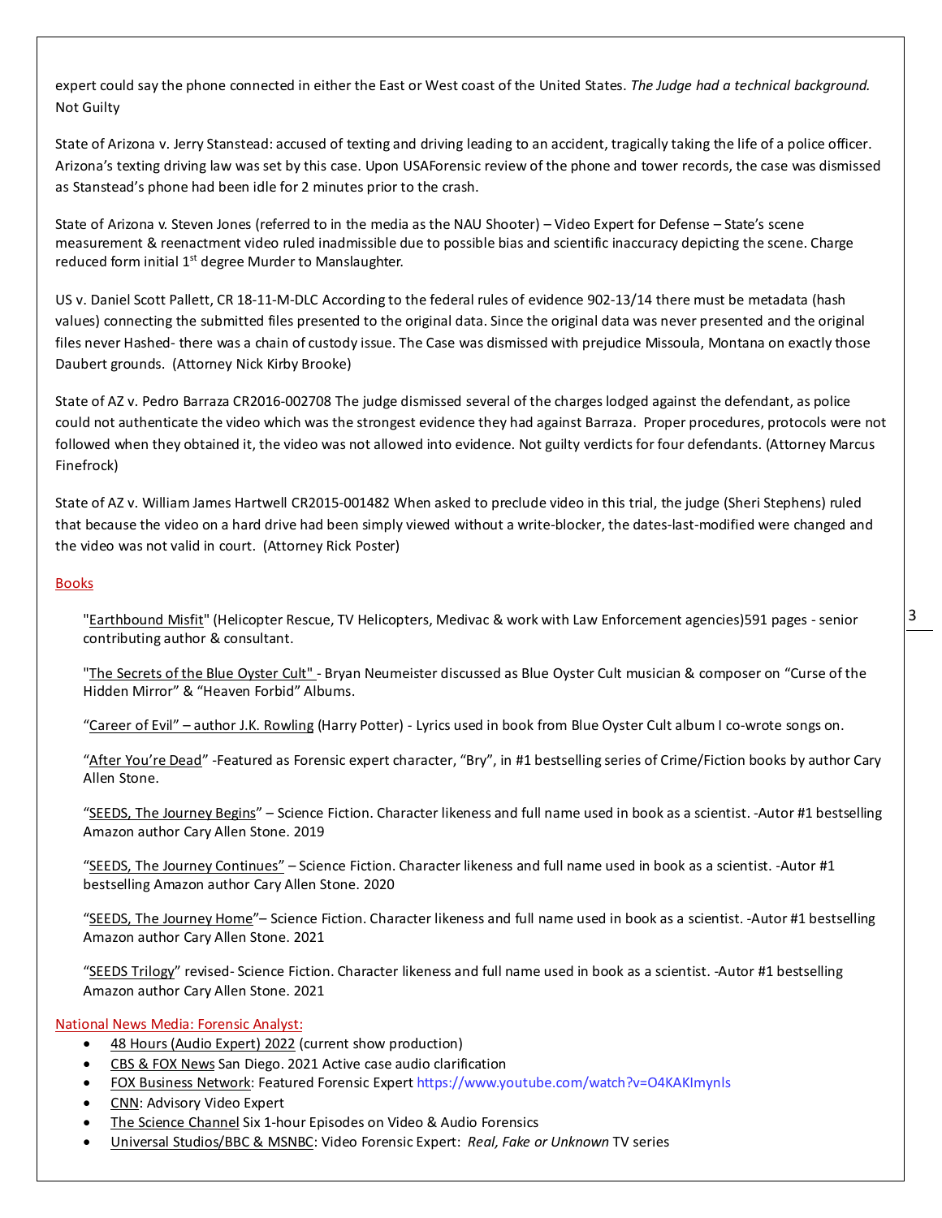expert could say the phone connected in either the East or West coast of the United States. *The Judge had a technical background.* Not Guilty

State of Arizona v. Jerry Stanstead: accused of texting and driving leading to an accident, tragically taking the life of a police officer. Arizona's texting driving law was set by this case. Upon USAForensic review of the phone and tower records, the case was dismissed as Stanstead's phone had been idle for 2 minutes prior to the crash.

State of Arizona v. Steven Jones (referred to in the media as the NAU Shooter) – Video Expert for Defense – State's scene measurement & reenactment video ruled inadmissible due to possible bias and scientific inaccuracy depicting the scene. Charge reduced form initial 1st degree Murder to Manslaughter.

US v. Daniel Scott Pallett, CR 18-11-M-DLC According to the federal rules of evidence 902-13/14 there must be metadata (hash values) connecting the submitted files presented to the original data. Since the original data was never presented and the original files never Hashed- there was a chain of custody issue. The Case was dismissed with prejudice Missoula, Montana on exactly those Daubert grounds. (Attorney Nick Kirby Brooke)

State of AZ v. Pedro Barraza CR2016-002708 The judge dismissed several of the charges lodged against the defendant, as police could not authenticate the video which was the strongest evidence they had against Barraza. Proper procedures, protocols were not followed when they obtained it, the video was not allowed into evidence. Not guilty verdicts for four defendants. (Attorney Marcus Finefrock)

State of AZ v. William James Hartwell CR2015-001482 When asked to preclude video in this trial, the judge (Sheri Stephens) ruled that because the video on a hard drive had been simply viewed without a write-blocker, the dates-last-modified were changed and the video was not valid in court. (Attorney Rick Poster)

## Books

"Earthbound Misfit" (Helicopter Rescue, TV Helicopters, Medivac & work with Law Enforcement agencies)591 pages - senior contributing author & consultant.

"The Secrets of the Blue Oyster Cult" - Bryan Neumeister discussed as Blue Oyster Cult musician & composer on "Curse of the Hidden Mirror" & "Heaven Forbid" Albums.

"Career of Evil" – author J.K. Rowling (Harry Potter) - Lyrics used in book from Blue Oyster Cult album I co-wrote songs on.

"After You're Dead" -Featured as Forensic expert character, "Bry", in #1 bestselling series of Crime/Fiction books by author Cary Allen Stone.

"SEEDS, The Journey Begins" – Science Fiction. Character likeness and full name used in book as a scientist. -Autor #1 bestselling Amazon author Cary Allen Stone. 2019

"SEEDS, The Journey Continues" – Science Fiction. Character likeness and full name used in book as a scientist. -Autor #1 bestselling Amazon author Cary Allen Stone. 2020

"SEEDS, The Journey Home"– Science Fiction. Character likeness and full name used in book as a scientist. -Autor #1 bestselling Amazon author Cary Allen Stone. 2021

"SEEDS Trilogy" revised- Science Fiction. Character likeness and full name used in book as a scientist. -Autor #1 bestselling Amazon author Cary Allen Stone. 2021

## National News Media: Forensic Analyst:

- 48 Hours (Audio Expert) 2022 (current show production)
- CBS & FOX News San Diego. 2021 Active case audio clarification
- FOX Business Network: Featured Forensic Expert https://www.youtube.com/watch?v=O4KAKImynls
- CNN: Advisory Video Expert
- The Science Channel Six 1-hour Episodes on Video & Audio Forensics
- Universal Studios/BBC & MSNBC: Video Forensic Expert: *Real, Fake or Unknown* TV series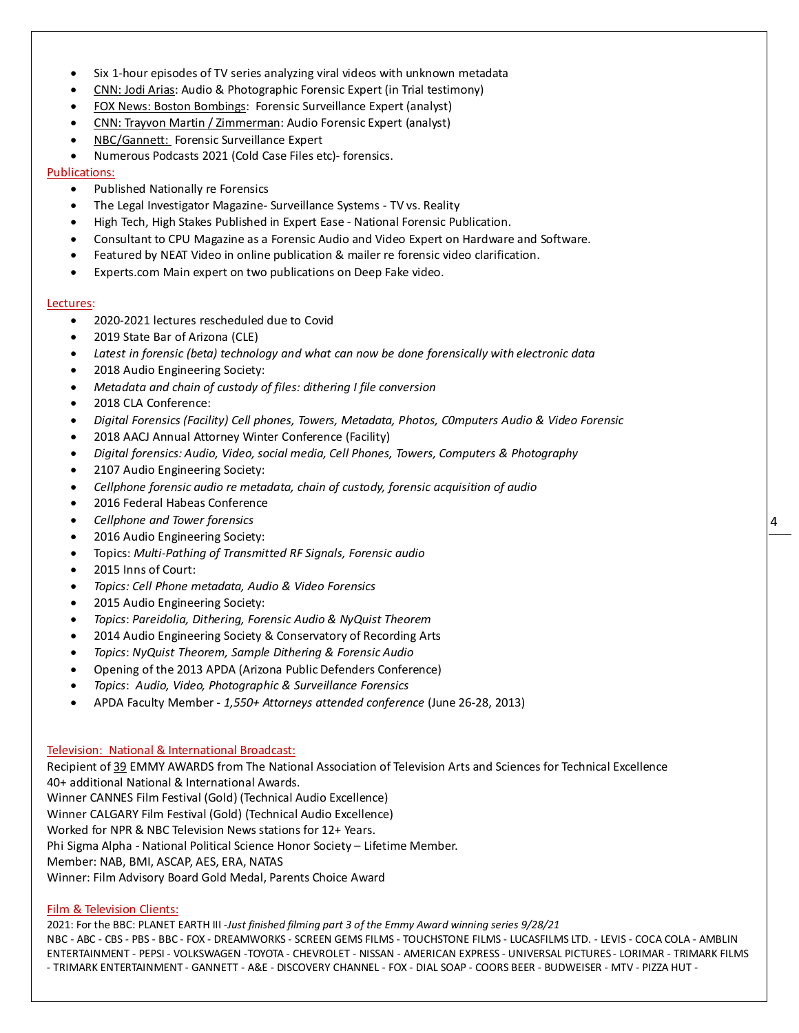- Six 1-hour episodes of TV series analyzing viral videos with unknown metadata
- CNN: Jodi Arias: Audio & Photographic Forensic Expert (in Trial testimony)
- FOX News: Boston Bombings: Forensic Surveillance Expert (analyst)
- CNN: Trayvon Martin / Zimmerman: Audio Forensic Expert (analyst)
- NBC/Gannett: Forensic Surveillance Expert
- Numerous Podcasts 2021 (Cold Case Files etc)- forensics.

## Publications:

- Published Nationally re Forensics
- The Legal Investigator Magazine- Surveillance Systems - TV vs. Reality
- High Tech, High Stakes Published in Expert Ease - National Forensic Publication.
- Consultant to CPU Magazine as a Forensic Audio and Video Expert on Hardware and Software.
- Featured by NEAT Video in online publication & mailer re forensic video clarification.
- Experts.com Main expert on two publications on Deep Fake video.

## Lectures:

- 2020-2021 lectures rescheduled due to Covid
- 2019 State Bar of Arizona (CLE)
- *Latest in forensic (beta) technology and what can now be done forensically with electronic data*
- 2018 Audio Engineering Society:
- *Metadata and chain of custody of files: dithering I file conversion*
- 2018 CLA Conference:
- *Digital Forensics (Facility) Cell phones, Towers, Metadata, Photos, C0mputers Audio & Video Forensic*
- 2018 AACJ Annual Attorney Winter Conference (Facility)
- *Digital forensics: Audio, Video, social media, Cell Phones, Towers, Computers & Photography*
- 2107 Audio Engineering Society:
- *Cellphone forensic audio re metadata, chain of custody, forensic acquisition of audio*
- 2016 Federal Habeas Conference
- *Cellphone and Tower forensics*
- 2016 Audio Engineering Society:
- Topics: *Multi-Pathing of Transmitted RF Signals, Forensic audio*
- 2015 Inns of Court:
- *Topics: Cell Phone metadata, Audio & Video Forensics*
- 2015 Audio Engineering Society:
- *Topics*: *Pareidolia, Dithering, Forensic Audio & NyQuist Theorem*
- 2014 Audio Engineering Society & Conservatory of Recording Arts
- *Topics*: *NyQuist Theorem, Sample Dithering & Forensic Audio*
- Opening of the 2013 APDA (Arizona Public Defenders Conference)
- *Topics*: *Audio, Video, Photographic & Surveillance Forensics*
- APDA Faculty Member - *1,550+ Attorneys attended conference* (June 26-28, 2013)

## Television: National & International Broadcast:

Recipient of 39 EMMY AWARDS from The National Association of Television Arts and Sciences for Technical Excellence
40+ additional National & International Awards.
Winner CANNES Film Festival (Gold) (Technical Audio Excellence)
Winner CALGARY Film Festival (Gold) (Technical Audio Excellence)
Worked for NPR & NBC Television News stations for 12+ Years.
Phi Sigma Alpha - National Political Science Honor Society – Lifetime Member.
Member: NAB, BMI, ASCAP, AES, ERA, NATAS
Winner: Film Advisory Board Gold Medal, Parents Choice Award

## Film & Television Clients:

2021: For the BBC: PLANET EARTH III -*Just finished filming part 3 of the Emmy Award winning series 9/28/21*
NBC - ABC - CBS - PBS - BBC - FOX - DREAMWORKS - SCREEN GEMS FILMS - TOUCHSTONE FILMS - LUCASFILMS LTD. - LEVIS - COCA COLA - AMBLIN ENTERTAINMENT - PEPSI - VOLKSWAGEN -TOYOTA - CHEVROLET - NISSAN - AMERICAN EXPRESS - UNIVERSAL PICTURES - LORIMAR - TRIMARK FILMS - TRIMARK ENTERTAINMENT - GANNETT - A&E - DISCOVERY CHANNEL - FOX - DIAL SOAP - COORS BEER - BUDWEISER - MTV - PIZZA HUT -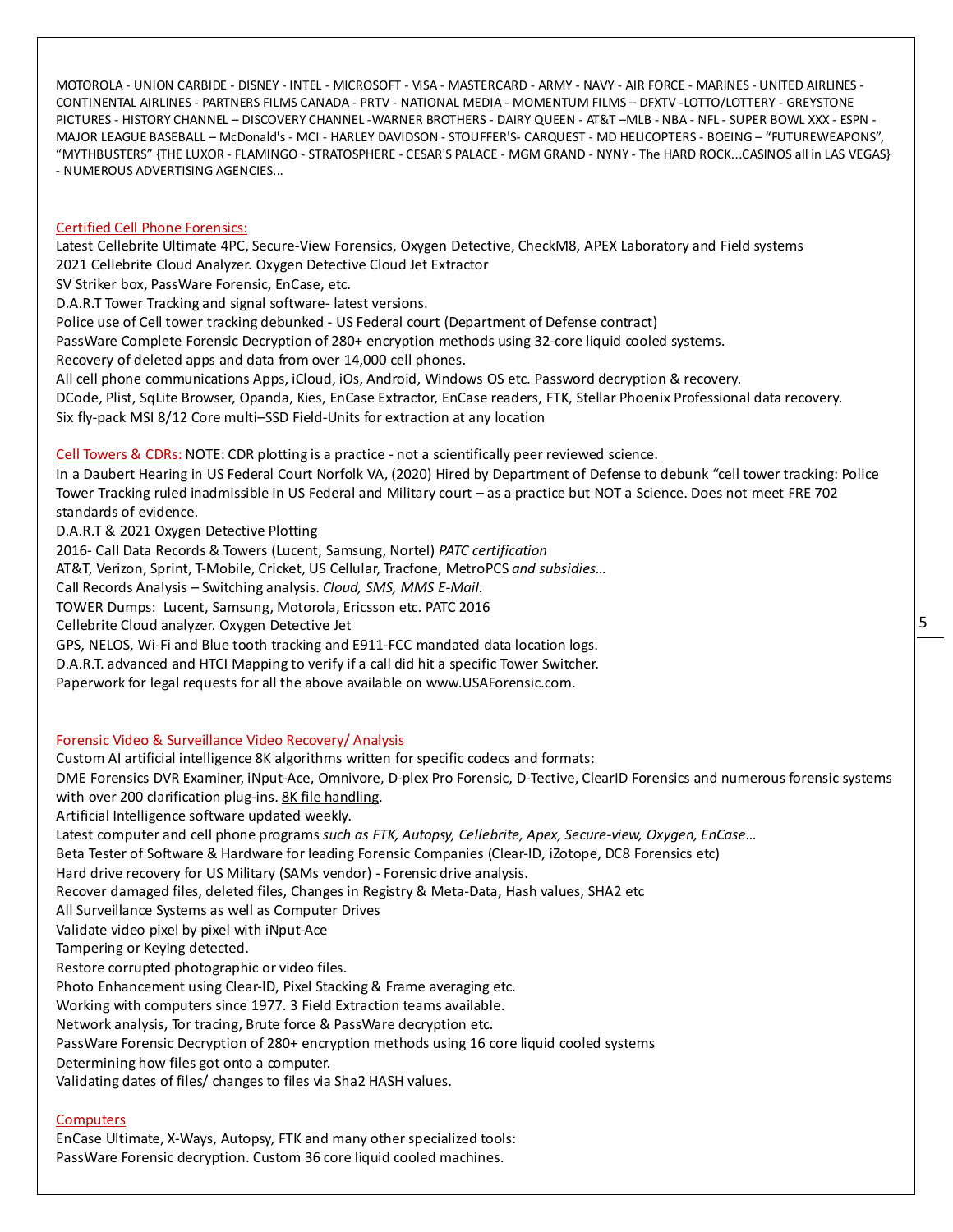MOTOROLA - UNION CARBIDE - DISNEY - INTEL - MICROSOFT - VISA - MASTERCARD - ARMY - NAVY - AIR FORCE - MARINES - UNITED AIRLINES - CONTINENTAL AIRLINES - PARTNERS FILMS CANADA - PRTV - NATIONAL MEDIA - MOMENTUM FILMS – DFXTV -LOTTO/LOTTERY - GREYSTONE PICTURES - HISTORY CHANNEL – DISCOVERY CHANNEL -WARNER BROTHERS - DAIRY QUEEN - AT&T –MLB - NBA - NFL - SUPER BOWL XXX - ESPN - MAJOR LEAGUE BASEBALL – McDonald's - MCI - HARLEY DAVIDSON - STOUFFER'S- CARQUEST - MD HELICOPTERS - BOEING – "FUTUREWEAPONS", "MYTHBUSTERS" {THE LUXOR - FLAMINGO - STRATOSPHERE - CESAR'S PALACE - MGM GRAND - NYNY - The HARD ROCK...CASINOS all in LAS VEGAS} - NUMEROUS ADVERTISING AGENCIES...

Certified Cell Phone Forensics:

Latest Cellebrite Ultimate 4PC, Secure-View Forensics, Oxygen Detective, CheckM8, APEX Laboratory and Field systems
2021 Cellebrite Cloud Analyzer. Oxygen Detective Cloud Jet Extractor
SV Striker box, PassWare Forensic, EnCase, etc.
D.A.R.T Tower Tracking and signal software- latest versions.
Police use of Cell tower tracking debunked - US Federal court (Department of Defense contract)
PassWare Complete Forensic Decryption of 280+ encryption methods using 32-core liquid cooled systems.
Recovery of deleted apps and data from over 14,000 cell phones.
All cell phone communications Apps, iCloud, iOs, Android, Windows OS etc. Password decryption & recovery.
DCode, Plist, SqLite Browser, Opanda, Kies, EnCase Extractor, EnCase readers, FTK, Stellar Phoenix Professional data recovery.
Six fly-pack MSI 8/12 Core multi–SSD Field-Units for extraction at any location

Cell Towers & CDRs: NOTE: CDR plotting is a practice - not a scientifically peer reviewed science.

In a Daubert Hearing in US Federal Court Norfolk VA, (2020) Hired by Department of Defense to debunk "cell tower tracking: Police Tower Tracking ruled inadmissible in US Federal and Military court – as a practice but NOT a Science. Does not meet FRE 702 standards of evidence.
D.A.R.T & 2021 Oxygen Detective Plotting
2016- Call Data Records & Towers (Lucent, Samsung, Nortel) *PATC certification*
AT&T, Verizon, Sprint, T-Mobile, Cricket, US Cellular, Tracfone, MetroPCS *and subsidies…*
Call Records Analysis – Switching analysis. *Cloud, SMS, MMS E-Mail.*
TOWER Dumps: Lucent, Samsung, Motorola, Ericsson etc. PATC 2016
Cellebrite Cloud analyzer. Oxygen Detective Jet
GPS, NELOS, Wi-Fi and Blue tooth tracking and E911-FCC mandated data location logs.
D.A.R.T. advanced and HTCI Mapping to verify if a call did hit a specific Tower Switcher.
Paperwork for legal requests for all the above available on www.USAForensic.com.

Forensic Video & Surveillance Video Recovery/ Analysis

Custom AI artificial intelligence 8K algorithms written for specific codecs and formats:
DME Forensics DVR Examiner, iNput-Ace, Omnivore, D-plex Pro Forensic, D-Tective, ClearID Forensics and numerous forensic systems with over 200 clarification plug-ins. 8K file handling.
Artificial Intelligence software updated weekly.
Latest computer and cell phone programs *such as FTK, Autopsy, Cellebrite, Apex, Secure-view, Oxygen, EnCase…*
Beta Tester of Software & Hardware for leading Forensic Companies (Clear-ID, iZotope, DC8 Forensics etc)
Hard drive recovery for US Military (SAMs vendor) - Forensic drive analysis.
Recover damaged files, deleted files, Changes in Registry & Meta-Data, Hash values, SHA2 etc
All Surveillance Systems as well as Computer Drives
Validate video pixel by pixel with iNput-Ace
Tampering or Keying detected.
Restore corrupted photographic or video files.
Photo Enhancement using Clear-ID, Pixel Stacking & Frame averaging etc.
Working with computers since 1977. 3 Field Extraction teams available.
Network analysis, Tor tracing, Brute force & PassWare decryption etc.
PassWare Forensic Decryption of 280+ encryption methods using 16 core liquid cooled systems
Determining how files got onto a computer.
Validating dates of files/ changes to files via Sha2 HASH values.

Computers

EnCase Ultimate, X-Ways, Autopsy, FTK and many other specialized tools:
PassWare Forensic decryption. Custom 36 core liquid cooled machines.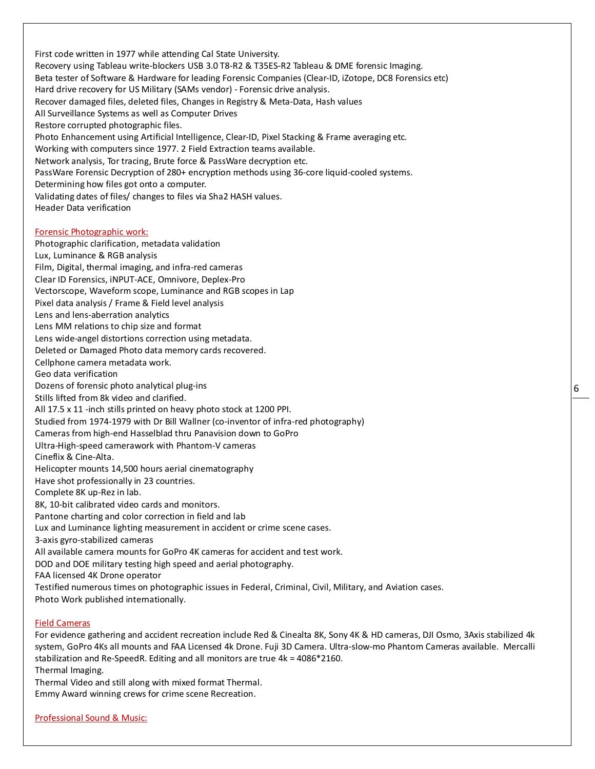First code written in 1977 while attending Cal State University.
Recovery using Tableau write-blockers USB 3.0 T8-R2 & T35ES-R2 Tableau & DME forensic Imaging.
Beta tester of Software & Hardware for leading Forensic Companies (Clear-ID, iZotope, DC8 Forensics etc)
Hard drive recovery for US Military (SAMs vendor) - Forensic drive analysis.
Recover damaged files, deleted files, Changes in Registry & Meta-Data, Hash values
All Surveillance Systems as well as Computer Drives
Restore corrupted photographic files.
Photo Enhancement using Artificial Intelligence, Clear-ID, Pixel Stacking & Frame averaging etc.
Working with computers since 1977. 2 Field Extraction teams available.
Network analysis, Tor tracing, Brute force & PassWare decryption etc.
PassWare Forensic Decryption of 280+ encryption methods using 36-core liquid-cooled systems.
Determining how files got onto a computer.
Validating dates of files/ changes to files via Sha2 HASH values.
Header Data verification

## Forensic Photographic work:

Photographic clarification, metadata validation
Lux, Luminance & RGB analysis
Film, Digital, thermal imaging, and infra-red cameras
Clear ID Forensics, iNPUT-ACE, Omnivore, Deplex-Pro
Vectorscope, Waveform scope, Luminance and RGB scopes in Lap
Pixel data analysis / Frame & Field level analysis
Lens and lens-aberration analytics
Lens MM relations to chip size and format
Lens wide-angel distortions correction using metadata.
Deleted or Damaged Photo data memory cards recovered.
Cellphone camera metadata work.
Geo data verification
Dozens of forensic photo analytical plug-ins
Stills lifted from 8k video and clarified.
All 17.5 x 11 -inch stills printed on heavy photo stock at 1200 PPI.
Studied from 1974-1979 with Dr Bill Wallner (co-inventor of infra-red photography)
Cameras from high-end Hasselblad thru Panavision down to GoPro
Ultra-High-speed camerawork with Phantom-V cameras
Cineflix & Cine-Alta.
Helicopter mounts 14,500 hours aerial cinematography
Have shot professionally in 23 countries.
Complete 8K up-Rez in lab.
8K, 10-bit calibrated video cards and monitors.
Pantone charting and color correction in field and lab
Lux and Luminance lighting measurement in accident or crime scene cases.
3-axis gyro-stabilized cameras
All available camera mounts for GoPro 4K cameras for accident and test work.
DOD and DOE military testing high speed and aerial photography.
FAA licensed 4K Drone operator
Testified numerous times on photographic issues in Federal, Criminal, Civil, Military, and Aviation cases.
Photo Work published internationally.

## Field Cameras

For evidence gathering and accident recreation include Red & Cinealta 8K, Sony 4K & HD cameras, DJI Osmo, 3Axis stabilized 4k system, GoPro 4Ks all mounts and FAA Licensed 4k Drone. Fuji 3D Camera. Ultra-slow-mo Phantom Cameras available. Mercalli stabilization and Re-SpeedR. Editing and all monitors are true 4k = 4086*2160.
Thermal Imaging.
Thermal Video and still along with mixed format Thermal.
Emmy Award winning crews for crime scene Recreation.

## Professional Sound & Music: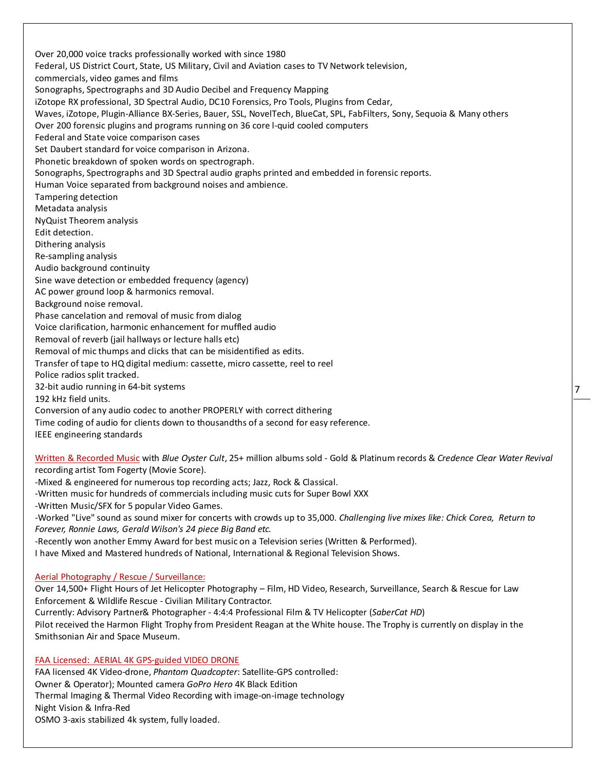Over 20,000 voice tracks professionally worked with since 1980
Federal, US District Court, State, US Military, Civil and Aviation cases to TV Network television, commercials, video games and films
Sonographs, Spectrographs and 3D Audio Decibel and Frequency Mapping
iZotope RX professional, 3D Spectral Audio, DC10 Forensics, Pro Tools, Plugins from Cedar,
Waves, iZotope, Plugin-Alliance BX-Series, Bauer, SSL, NovelTech, BlueCat, SPL, FabFilters, Sony, Sequoia & Many others
Over 200 forensic plugins and programs running on 36 core l-quid cooled computers
Federal and State voice comparison cases
Set Daubert standard for voice comparison in Arizona.
Phonetic breakdown of spoken words on spectrograph.
Sonographs, Spectrographs and 3D Spectral audio graphs printed and embedded in forensic reports.
Human Voice separated from background noises and ambience.
Tampering detection
Metadata analysis
NyQuist Theorem analysis
Edit detection.
Dithering analysis
Re-sampling analysis
Audio background continuity
Sine wave detection or embedded frequency (agency)
AC power ground loop & harmonics removal.
Background noise removal.
Phase cancelation and removal of music from dialog
Voice clarification, harmonic enhancement for muffled audio
Removal of reverb (jail hallways or lecture halls etc)
Removal of mic thumps and clicks that can be misidentified as edits.
Transfer of tape to HQ digital medium: cassette, micro cassette, reel to reel
Police radios split tracked.
32-bit audio running in 64-bit systems
192 kHz field units.
Conversion of any audio codec to another PROPERLY with correct dithering
Time coding of audio for clients down to thousandths of a second for easy reference.
IEEE engineering standards

Written & Recorded Music with *Blue Oyster Cult*, 25+ million albums sold - Gold & Platinum records & *Credence Clear Water Revival* recording artist Tom Fogerty (Movie Score).
-Mixed & engineered for numerous top recording acts; Jazz, Rock & Classical.
-Written music for hundreds of commercials including music cuts for Super Bowl XXX
-Written Music/SFX for 5 popular Video Games.
-Worked "Live" sound as sound mixer for concerts with crowds up to 35,000. *Challenging live mixes like: Chick Corea, Return to Forever, Ronnie Laws, Gerald Wilson's 24 piece Big Band etc.*
-Recently won another Emmy Award for best music on a Television series (Written & Performed).
I have Mixed and Mastered hundreds of National, International & Regional Television Shows.

Aerial Photography / Rescue / Surveillance:
Over 14,500+ Flight Hours of Jet Helicopter Photography – Film, HD Video, Research, Surveillance, Search & Rescue for Law Enforcement & Wildlife Rescue - Civilian Military Contractor.
Currently: Advisory Partner& Photographer - 4:4:4 Professional Film & TV Helicopter (*SaberCat HD*)
Pilot received the Harmon Flight Trophy from President Reagan at the White house. The Trophy is currently on display in the Smithsonian Air and Space Museum.

FAA Licensed: AERIAL 4K GPS-guided VIDEO DRONE
FAA licensed 4K Video-drone, *Phantom Quadcopter*: Satellite-GPS controlled:
Owner & Operator); Mounted camera *GoPro Hero* 4K Black Edition
Thermal Imaging & Thermal Video Recording with image-on-image technology
Night Vision & Infra-Red
OSMO 3-axis stabilized 4k system, fully loaded.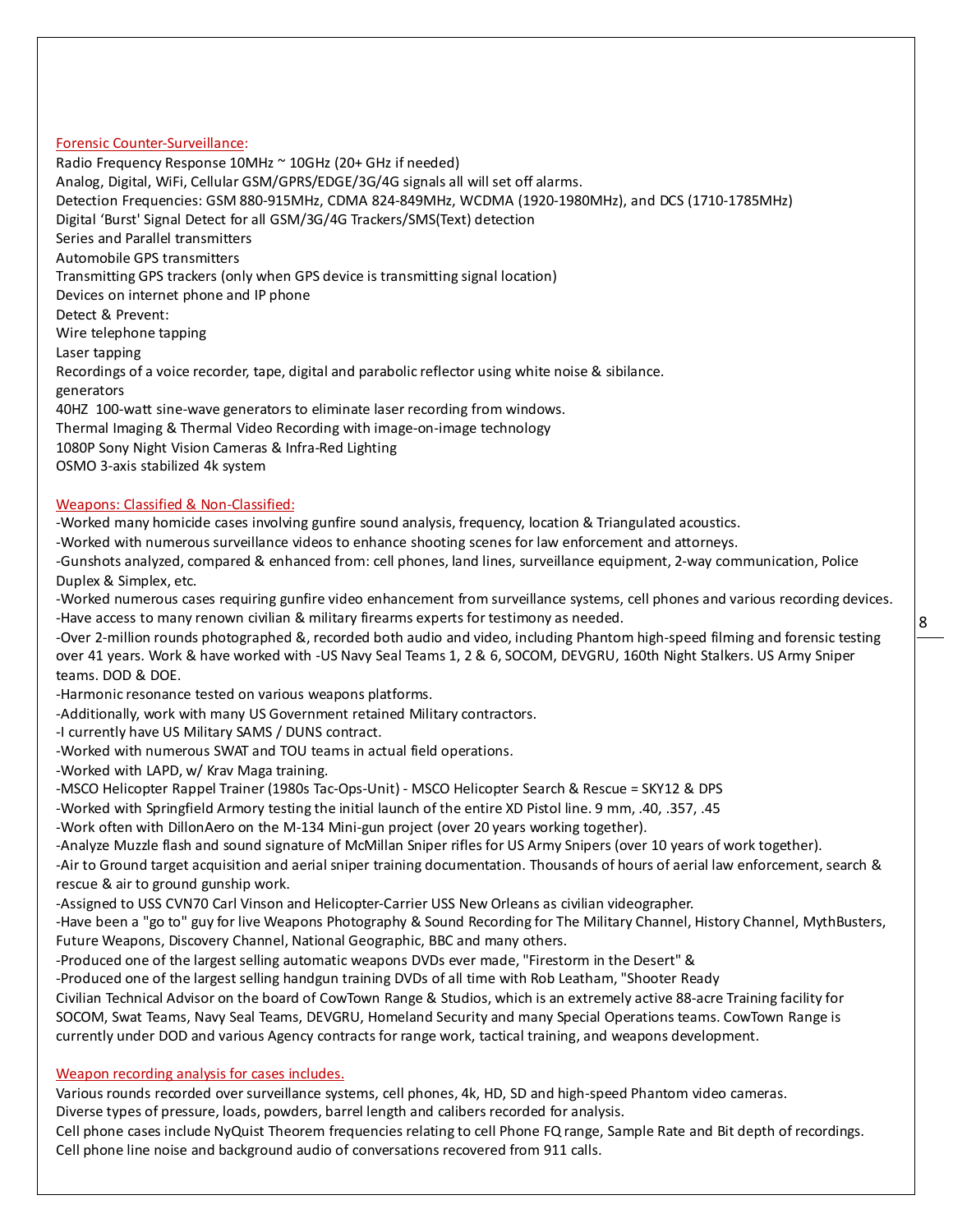## Forensic Counter-Surveillance:

Radio Frequency Response 10MHz ~ 10GHz (20+ GHz if needed)
Analog, Digital, WiFi, Cellular GSM/GPRS/EDGE/3G/4G signals all will set off alarms.
Detection Frequencies: GSM 880-915MHz, CDMA 824-849MHz, WCDMA (1920-1980MHz), and DCS (1710-1785MHz)
Digital 'Burst' Signal Detect for all GSM/3G/4G Trackers/SMS(Text) detection
Series and Parallel transmitters
Automobile GPS transmitters
Transmitting GPS trackers (only when GPS device is transmitting signal location)
Devices on internet phone and IP phone
Detect & Prevent:
Wire telephone tapping
Laser tapping
Recordings of a voice recorder, tape, digital and parabolic reflector using white noise & sibilance.
generators
40HZ 100-watt sine-wave generators to eliminate laser recording from windows.
Thermal Imaging & Thermal Video Recording with image-on-image technology
1080P Sony Night Vision Cameras & Infra-Red Lighting
OSMO 3-axis stabilized 4k system

## Weapons: Classified & Non-Classified:

-Worked many homicide cases involving gunfire sound analysis, frequency, location & Triangulated acoustics.
-Worked with numerous surveillance videos to enhance shooting scenes for law enforcement and attorneys.
-Gunshots analyzed, compared & enhanced from: cell phones, land lines, surveillance equipment, 2-way communication, Police Duplex & Simplex, etc.
-Worked numerous cases requiring gunfire video enhancement from surveillance systems, cell phones and various recording devices.
-Have access to many renown civilian & military firearms experts for testimony as needed.
-Over 2-million rounds photographed &, recorded both audio and video, including Phantom high-speed filming and forensic testing over 41 years. Work & have worked with -US Navy Seal Teams 1, 2 & 6, SOCOM, DEVGRU, 160th Night Stalkers. US Army Sniper teams. DOD & DOE.
-Harmonic resonance tested on various weapons platforms.
-Additionally, work with many US Government retained Military contractors.
-I currently have US Military SAMS / DUNS contract.
-Worked with numerous SWAT and TOU teams in actual field operations.
-Worked with LAPD, w/ Krav Maga training.
-MSCO Helicopter Rappel Trainer (1980s Tac-Ops-Unit) - MSCO Helicopter Search & Rescue = SKY12 & DPS
-Worked with Springfield Armory testing the initial launch of the entire XD Pistol line. 9 mm, .40, .357, .45
-Work often with DillonAero on the M-134 Mini-gun project (over 20 years working together).
-Analyze Muzzle flash and sound signature of McMillan Sniper rifles for US Army Snipers (over 10 years of work together).
-Air to Ground target acquisition and aerial sniper training documentation. Thousands of hours of aerial law enforcement, search & rescue & air to ground gunship work.
-Assigned to USS CVN70 Carl Vinson and Helicopter-Carrier USS New Orleans as civilian videographer.
-Have been a "go to" guy for live Weapons Photography & Sound Recording for The Military Channel, History Channel, MythBusters, Future Weapons, Discovery Channel, National Geographic, BBC and many others.
-Produced one of the largest selling automatic weapons DVDs ever made, "Firestorm in the Desert" &
-Produced one of the largest selling handgun training DVDs of all time with Rob Leatham, "Shooter Ready
Civilian Technical Advisor on the board of CowTown Range & Studios, which is an extremely active 88-acre Training facility for SOCOM, Swat Teams, Navy Seal Teams, DEVGRU, Homeland Security and many Special Operations teams. CowTown Range is currently under DOD and various Agency contracts for range work, tactical training, and weapons development.

## Weapon recording analysis for cases includes.

Various rounds recorded over surveillance systems, cell phones, 4k, HD, SD and high-speed Phantom video cameras.
Diverse types of pressure, loads, powders, barrel length and calibers recorded for analysis.
Cell phone cases include NyQuist Theorem frequencies relating to cell Phone FQ range, Sample Rate and Bit depth of recordings.
Cell phone line noise and background audio of conversations recovered from 911 calls.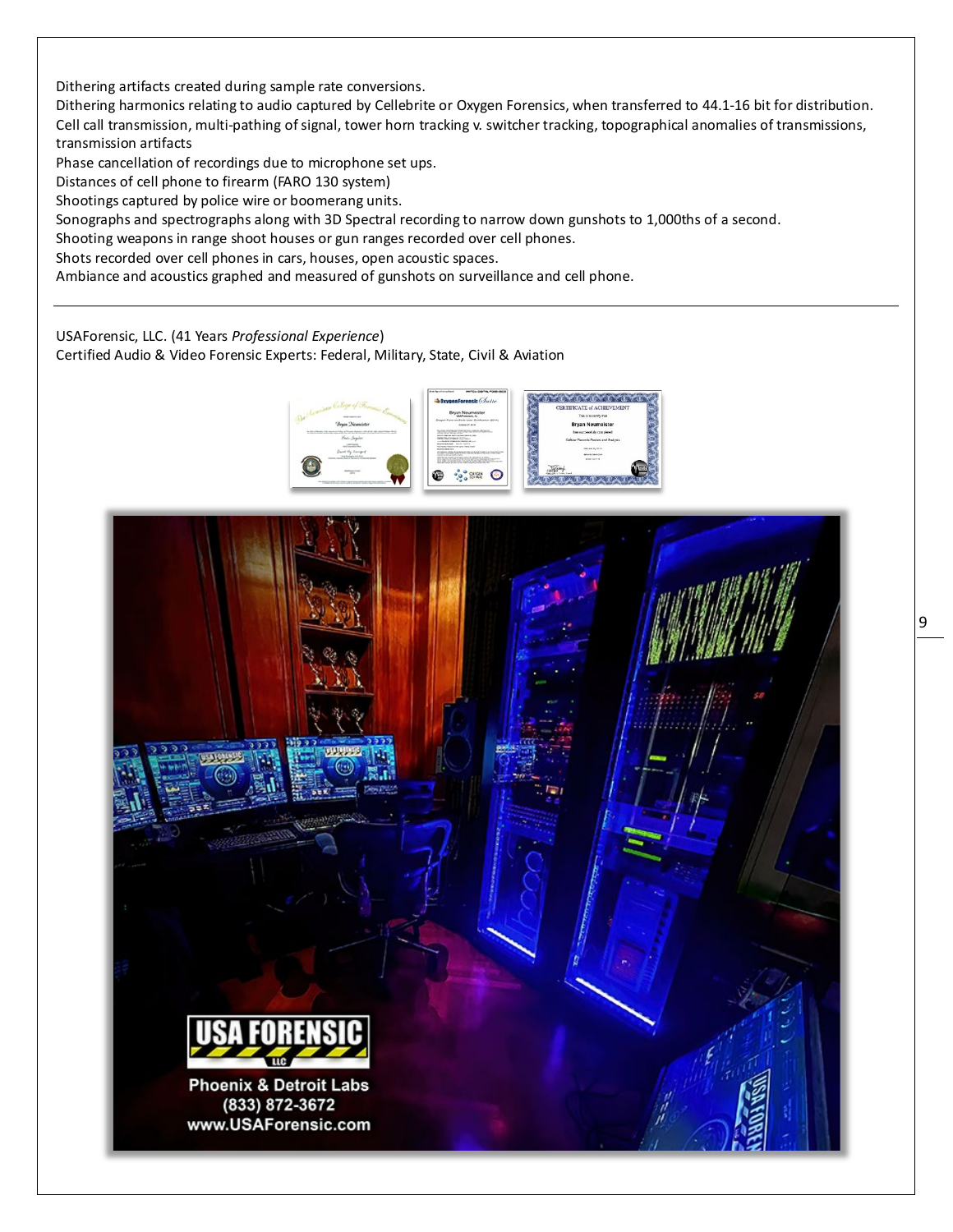Dithering artifacts created during sample rate conversions.
Dithering harmonics relating to audio captured by Cellebrite or Oxygen Forensics, when transferred to 44.1-16 bit for distribution.
Cell call transmission, multi-pathing of signal, tower horn tracking v. switcher tracking, topographical anomalies of transmissions, transmission artifacts
Phase cancellation of recordings due to microphone set ups.
Distances of cell phone to firearm (FARO 130 system)
Shootings captured by police wire or boomerang units.
Sonographs and spectrographs along with 3D Spectral recording to narrow down gunshots to 1,000ths of a second.
Shooting weapons in range shoot houses or gun ranges recorded over cell phones.
Shots recorded over cell phones in cars, houses, open acoustic spaces.
Ambiance and acoustics graphed and measured of gunshots on surveillance and cell phone.

---

USAForensic, LLC. (41 Years *Professional Experience*)
Certified Audio & Video Forensic Experts: Federal, Military, State, Civil & Aviation